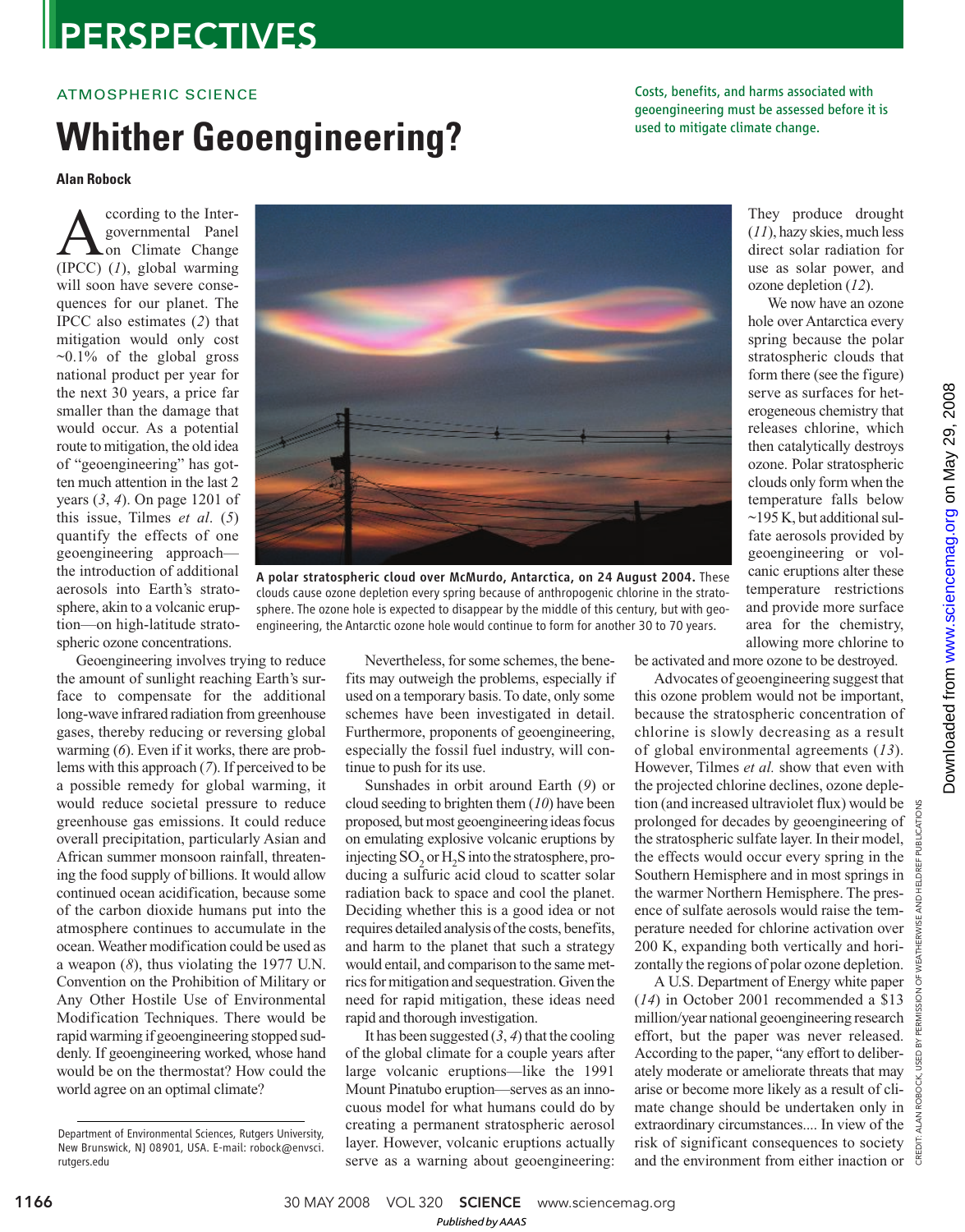ATMOSPHERIC SCIENCE

# Whither Geoengineering?

Costs, benefits, and harms associated with geoengineering must be assessed before it is used to mitigate climate change.

**Alan Robock**

According to the Intergovernmental Panel on Climate Change (IPCC) (*1*), global warming will soon have severe consequences for our planet. The IPCC also estimates (*2*) that mitigation would only cost ~0.1% of the global gross national product per year for the next 30 years, a price far smaller than the damage that would occur. As a potential route to mitigation, the old idea of "geoengineering" has gotten much attention in the last 2 years (*3*, *4*). On page 1201 of this issue, Tilmes *et al*. (*5*) quantify the effects of one geoengineering approach—the introduction of additional aerosols into Earth's stratosphere, akin to a volcanic eruption—on high-latitude stratospheric ozone concentrations.

**A polar stratospheric cloud over McMurdo, Antarctica, on 24 August 2004.** These clouds cause ozone depletion every spring because of anthropogenic chlorine in the stratosphere. The ozone hole is expected to disappear by the middle of this century, but with geoengineering, the Antarctic ozone hole would continue to form for another 30 to 70 years.

Geoengineering involves trying to reduce the amount of sunlight reaching Earth's surface to compensate for the additional long-wave infrared radiation from greenhouse gases, thereby reducing or reversing global warming (*6*). Even if it works, there are problems with this approach (*7*). If perceived to be a possible remedy for global warming, it would reduce societal pressure to reduce greenhouse gas emissions. It could reduce overall precipitation, particularly Asian and African summer monsoon rainfall, threatening the food supply of billions. It would allow continued ocean acidification, because some of the carbon dioxide humans put into the atmosphere continues to accumulate in the ocean. Weather modification could be used as a weapon (*8*), thus violating the 1977 U.N. Convention on the Prohibition of Military or Any Other Hostile Use of Environmental Modification Techniques. There would be rapid warming if geoengineering stopped suddenly. If geoengineering worked, whose hand would be on the thermostat? How could the world agree on an optimal climate?

Nevertheless, for some schemes, the benefits may outweigh the problems, especially if used on a temporary basis. To date, only some schemes have been investigated in detail. Furthermore, proponents of geoengineering, especially the fossil fuel industry, will continue to push for its use.

Sunshades in orbit around Earth (*9*) or cloud seeding to brighten them (*10*) have been proposed, but most geoengineering ideas focus on emulating explosive volcanic eruptions by injecting $SO_2$ or $H_2S$ into the stratosphere, producing a sulfuric acid cloud to scatter solar radiation back to space and cool the planet. Deciding whether this is a good idea or not requires detailed analysis of the costs, benefits, and harm to the planet that such a strategy would entail, and comparison to the same metrics for mitigation and sequestration. Given the need for rapid mitigation, these ideas need rapid and thorough investigation.

It has been suggested (*3*, *4*) that the cooling of the global climate for a couple years after large volcanic eruptions—like the 1991 Mount Pinatubo eruption—serves as an innocuous model for what humans could do by creating a permanent stratospheric aerosol layer. However, volcanic eruptions actually serve as a warning about geoengineering: They produce drought (*11*), hazy skies, much less direct solar radiation for use as solar power, and ozone depletion (*12*).

We now have an ozone hole over Antarctica every spring because the polar stratospheric clouds that form there (see the figure) serve as surfaces for heterogeneous chemistry that releases chlorine, which then catalytically destroys ozone. Polar stratospheric clouds only form when the temperature falls below ~195 K, but additional sulfate aerosols provided by geoengineering or volcanic eruptions alter these temperature restrictions and provide more surface area for the chemistry, allowing more chlorine to be activated and more ozone to be destroyed.

Advocates of geoengineering suggest that this ozone problem would not be important, because the stratospheric concentration of chlorine is slowly decreasing as a result of global environmental agreements (*13*). However, Tilmes *et al.* show that even with the projected chlorine declines, ozone depletion (and increased ultraviolet flux) would be prolonged for decades by geoengineering of the stratospheric sulfate layer. In their model, the effects would occur every spring in the Southern Hemisphere and in most springs in the warmer Northern Hemisphere. The presence of sulfate aerosols would raise the temperature needed for chlorine activation over 200 K, expanding both vertically and horizontally the regions of polar ozone depletion.

A U.S. Department of Energy white paper (*14*) in October 2001 recommended a $13 million/year national geoengineering research effort, but the paper was never released. According to the paper, "any effort to deliberately moderate or ameliorate threats that may arise or become more likely as a result of climate change should be undertaken only in extraordinary circumstances.... In view of the risk of significant consequences to society and the environment from either inaction or

Department of Environmental Sciences, Rutgers University, New Brunswick, NJ 08901, USA. E-mail: robock@envsci.rutgers.edu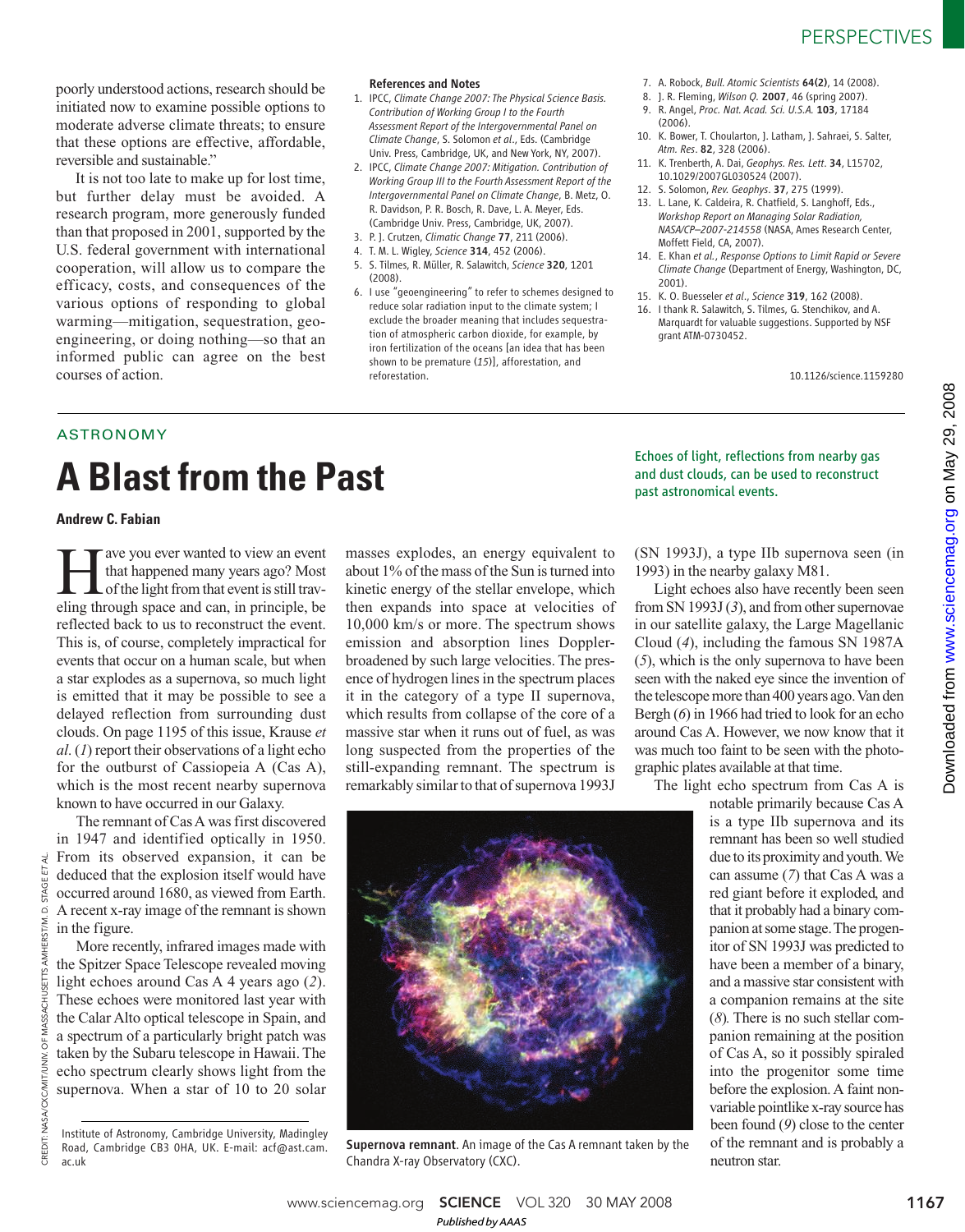poorly understood actions, research should be initiated now to examine possible options to moderate adverse climate threats; to ensure that these options are effective, affordable, reversible and sustainable."

It is not too late to make up for lost time, but further delay must be avoided. A research program, more generously funded than that proposed in 2001, supported by the U.S. federal government with international cooperation, will allow us to compare the efficacy, costs, and consequences of the various options of responding to global warming—mitigation, sequestration, geoengineering, or doing nothing—so that an informed public can agree on the best courses of action.

**References and Notes**

1. IPCC, *Climate Change 2007: The Physical Science Basis. Contribution of Working Group I to the Fourth Assessment Report of the Intergovernmental Panel on Climate Change*, S. Solomon *et al.*, Eds. (Cambridge Univ. Press, Cambridge, UK, and New York, NY, 2007).
2. IPCC, *Climate Change 2007: Mitigation. Contribution of Working Group III to the Fourth Assessment Report of the Intergovernmental Panel on Climate Change*, B. Metz, O. R. Davidson, P. R. Bosch, R. Dave, L. A. Meyer, Eds. (Cambridge Univ. Press, Cambridge, UK, 2007).
3. P. J. Crutzen, *Climatic Change* **77**, 211 (2006).
4. T. M. L. Wigley, *Science* **314**, 452 (2006).
5. S. Tilmes, R. Müller, R. Salawitch, *Science* **320**, 1201 (2008).
6. I use "geoengineering" to refer to schemes designed to reduce solar radiation input to the climate system; I exclude the broader meaning that includes sequestration of atmospheric carbon dioxide, for example, by iron fertilization of the oceans [an idea that has been shown to be premature (*15*)], afforestation, and reforestation.
7. A. Robock, *Bull. Atomic Scientists* **64(2)**, 14 (2008).
8. J. R. Fleming, *Wilson Q.* **2007**, 46 (spring 2007).
9. R. Angel, *Proc. Nat. Acad. Sci. U.S.A.* **103**, 17184 (2006).
10. K. Bower, T. Choularton, J. Latham, J. Sahraei, S. Salter, *Atm. Res*. **82**, 328 (2006).
11. K. Trenberth, A. Dai, *Geophys. Res. Lett*. **34**, L15702, 10.1029/2007GL030524 (2007).
12. S. Solomon, *Rev. Geophys*. **37**, 275 (1999).
13. L. Lane, K. Caldeira, R. Chatfield, S. Langhoff, Eds., *Workshop Report on Managing Solar Radiation, NASA/CP–2007-214558* (NASA, Ames Research Center, Moffett Field, CA, 2007).
14. E. Khan *et al.*, *Response Options to Limit Rapid or Severe Climate Change* (Department of Energy, Washington, DC, 2001).
15. K. O. Buesseler *et al.*, *Science* **319**, 162 (2008).
16. I thank R. Salawitch, S. Tilmes, G. Stenchikov, and A. Marquardt for valuable suggestions. Supported by NSF grant ATM-0730452.

10.1126/science.1159280

ASTRONOMY

# A Blast from the Past

**Andrew C. Fabian**

*Echoes of light, reflections from nearby gas and dust clouds, can be used to reconstruct past astronomical events.*

Have you ever wanted to view an event that happened many years ago? Most of the light from that event is still traveling through space and can, in principle, be reflected back to us to reconstruct the event. This is, of course, completely impractical for events that occur on a human scale, but when a star explodes as a supernova, so much light is emitted that it may be possible to see a delayed reflection from surrounding dust clouds. On page 1195 of this issue, Krause *et al*. (*1*) report their observations of a light echo for the outburst of Cassiopeia A (Cas A), which is the most recent nearby supernova known to have occurred in our Galaxy.

The remnant of Cas A was first discovered in 1947 and identified optically in 1950. From its observed expansion, it can be deduced that the explosion itself would have occurred around 1680, as viewed from Earth. A recent x-ray image of the remnant is shown in the figure.

More recently, infrared images made with the Spitzer Space Telescope revealed moving light echoes around Cas A 4 years ago (*2*). These echoes were monitored last year with the Calar Alto optical telescope in Spain, and a spectrum of a particularly bright patch was taken by the Subaru telescope in Hawaii. The echo spectrum clearly shows light from the supernova. When a star of 10 to 20 solar masses explodes, an energy equivalent to about 1% of the mass of the Sun is turned into kinetic energy of the stellar envelope, which then expands into space at velocities of 10,000 km/s or more. The spectrum shows emission and absorption lines Doppler-broadened by such large velocities. The presence of hydrogen lines in the spectrum places it in the category of a type II supernova, which results from collapse of the core of a massive star when it runs out of fuel, as was long suspected from the properties of the still-expanding remnant. The spectrum is remarkably similar to that of supernova 1993J (SN 1993J), a type IIb supernova seen (in 1993) in the nearby galaxy M81.

Light echoes also have recently been seen from SN 1993J (*3*), and from other supernovae in our satellite galaxy, the Large Magellanic Cloud (*4*), including the famous SN 1987A (*5*), which is the only supernova to have been seen with the naked eye since the invention of the telescope more than 400 years ago. Van den Bergh (*6*) in 1966 had tried to look for an echo around Cas A. However, we now know that it was much too faint to be seen with the photographic plates available at that time.

**Supernova remnant.** An image of the Cas A remnant taken by the Chandra X-ray Observatory (CXC).

CREDIT: NASA/CXC/MIT/UNIV. OF MASSACHUSETTS AMHERST/M. D. STAGE ET AL.

The light echo spectrum from Cas A is notable primarily because Cas A is a type IIb supernova and its remnant has been so well studied due to its proximity and youth. We can assume (*7*) that Cas A was a red giant before it exploded, and that it probably had a binary companion at some stage. The progenitor of SN 1993J was predicted to have been a member of a binary, and a massive star consistent with a companion remains at the site (*8*)*.* There is no such stellar companion remaining at the position of Cas A, so it possibly spiraled into the progenitor some time before the explosion. A faint nonvariable pointlike x-ray source has been found (*9*) close to the center of the remnant and is probably a neutron star.

Institute of Astronomy, Cambridge University, Madingley Road, Cambridge CB3 0HA, UK. E-mail: acf@ast.cam.ac.uk